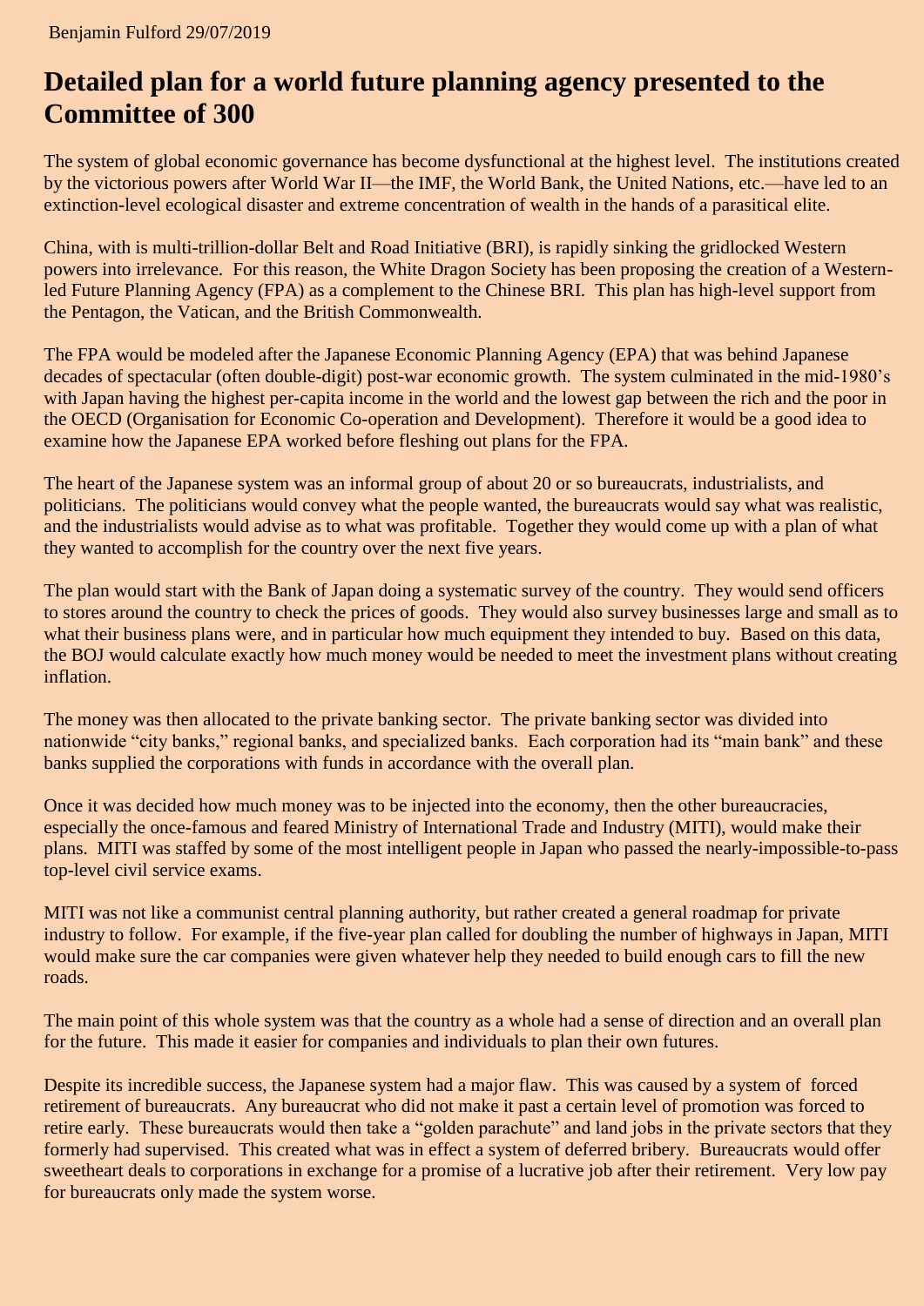Benjamin Fulford 29/07/2019

# Detailed plan for a world future planning agency presented to the Committee of 300

The system of global economic governance has become dysfunctional at the highest level. The institutions created by the victorious powers after World War II—the IMF, the World Bank, the United Nations, etc.—have led to an extinction-level ecological disaster and extreme concentration of wealth in the hands of a parasitical elite.

China, with is multi-trillion-dollar Belt and Road Initiative (BRI), is rapidly sinking the gridlocked Western powers into irrelevance. For this reason, the White Dragon Society has been proposing the creation of a Western-led Future Planning Agency (FPA) as a complement to the Chinese BRI. This plan has high-level support from the Pentagon, the Vatican, and the British Commonwealth.

The FPA would be modeled after the Japanese Economic Planning Agency (EPA) that was behind Japanese decades of spectacular (often double-digit) post-war economic growth. The system culminated in the mid-1980's with Japan having the highest per-capita income in the world and the lowest gap between the rich and the poor in the OECD (Organisation for Economic Co-operation and Development). Therefore it would be a good idea to examine how the Japanese EPA worked before fleshing out plans for the FPA.

The heart of the Japanese system was an informal group of about 20 or so bureaucrats, industrialists, and politicians. The politicians would convey what the people wanted, the bureaucrats would say what was realistic, and the industrialists would advise as to what was profitable. Together they would come up with a plan of what they wanted to accomplish for the country over the next five years.

The plan would start with the Bank of Japan doing a systematic survey of the country. They would send officers to stores around the country to check the prices of goods. They would also survey businesses large and small as to what their business plans were, and in particular how much equipment they intended to buy. Based on this data, the BOJ would calculate exactly how much money would be needed to meet the investment plans without creating inflation.

The money was then allocated to the private banking sector. The private banking sector was divided into nationwide "city banks," regional banks, and specialized banks. Each corporation had its "main bank" and these banks supplied the corporations with funds in accordance with the overall plan.

Once it was decided how much money was to be injected into the economy, then the other bureaucracies, especially the once-famous and feared Ministry of International Trade and Industry (MITI), would make their plans. MITI was staffed by some of the most intelligent people in Japan who passed the nearly-impossible-to-pass top-level civil service exams.

MITI was not like a communist central planning authority, but rather created a general roadmap for private industry to follow. For example, if the five-year plan called for doubling the number of highways in Japan, MITI would make sure the car companies were given whatever help they needed to build enough cars to fill the new roads.

The main point of this whole system was that the country as a whole had a sense of direction and an overall plan for the future. This made it easier for companies and individuals to plan their own futures.

Despite its incredible success, the Japanese system had a major flaw. This was caused by a system of forced retirement of bureaucrats. Any bureaucrat who did not make it past a certain level of promotion was forced to retire early. These bureaucrats would then take a "golden parachute" and land jobs in the private sectors that they formerly had supervised. This created what was in effect a system of deferred bribery. Bureaucrats would offer sweetheart deals to corporations in exchange for a promise of a lucrative job after their retirement. Very low pay for bureaucrats only made the system worse.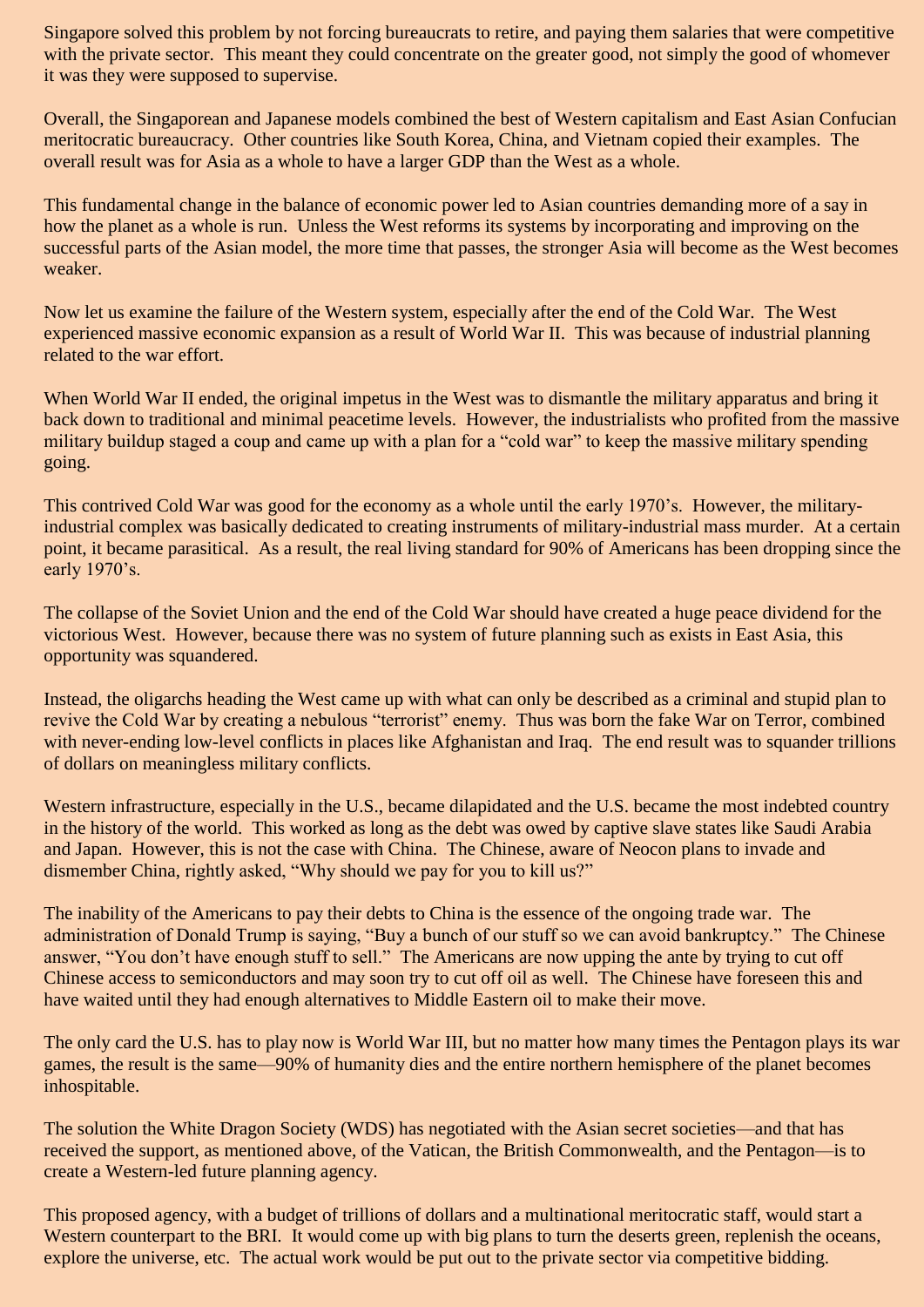Singapore solved this problem by not forcing bureaucrats to retire, and paying them salaries that were competitive with the private sector. This meant they could concentrate on the greater good, not simply the good of whomever it was they were supposed to supervise.

Overall, the Singaporean and Japanese models combined the best of Western capitalism and East Asian Confucian meritocratic bureaucracy. Other countries like South Korea, China, and Vietnam copied their examples. The overall result was for Asia as a whole to have a larger GDP than the West as a whole.

This fundamental change in the balance of economic power led to Asian countries demanding more of a say in how the planet as a whole is run. Unless the West reforms its systems by incorporating and improving on the successful parts of the Asian model, the more time that passes, the stronger Asia will become as the West becomes weaker.

Now let us examine the failure of the Western system, especially after the end of the Cold War. The West experienced massive economic expansion as a result of World War II. This was because of industrial planning related to the war effort.

When World War II ended, the original impetus in the West was to dismantle the military apparatus and bring it back down to traditional and minimal peacetime levels. However, the industrialists who profited from the massive military buildup staged a coup and came up with a plan for a "cold war" to keep the massive military spending going.

This contrived Cold War was good for the economy as a whole until the early 1970's. However, the military-industrial complex was basically dedicated to creating instruments of military-industrial mass murder. At a certain point, it became parasitical. As a result, the real living standard for 90% of Americans has been dropping since the early 1970's.

The collapse of the Soviet Union and the end of the Cold War should have created a huge peace dividend for the victorious West. However, because there was no system of future planning such as exists in East Asia, this opportunity was squandered.

Instead, the oligarchs heading the West came up with what can only be described as a criminal and stupid plan to revive the Cold War by creating a nebulous "terrorist" enemy. Thus was born the fake War on Terror, combined with never-ending low-level conflicts in places like Afghanistan and Iraq. The end result was to squander trillions of dollars on meaningless military conflicts.

Western infrastructure, especially in the U.S., became dilapidated and the U.S. became the most indebted country in the history of the world. This worked as long as the debt was owed by captive slave states like Saudi Arabia and Japan. However, this is not the case with China. The Chinese, aware of Neocon plans to invade and dismember China, rightly asked, "Why should we pay for you to kill us?"

The inability of the Americans to pay their debts to China is the essence of the ongoing trade war. The administration of Donald Trump is saying, "Buy a bunch of our stuff so we can avoid bankruptcy." The Chinese answer, "You don't have enough stuff to sell." The Americans are now upping the ante by trying to cut off Chinese access to semiconductors and may soon try to cut off oil as well. The Chinese have foreseen this and have waited until they had enough alternatives to Middle Eastern oil to make their move.

The only card the U.S. has to play now is World War III, but no matter how many times the Pentagon plays its war games, the result is the same—90% of humanity dies and the entire northern hemisphere of the planet becomes inhospitable.

The solution the White Dragon Society (WDS) has negotiated with the Asian secret societies—and that has received the support, as mentioned above, of the Vatican, the British Commonwealth, and the Pentagon—is to create a Western-led future planning agency.

This proposed agency, with a budget of trillions of dollars and a multinational meritocratic staff, would start a Western counterpart to the BRI. It would come up with big plans to turn the deserts green, replenish the oceans, explore the universe, etc. The actual work would be put out to the private sector via competitive bidding.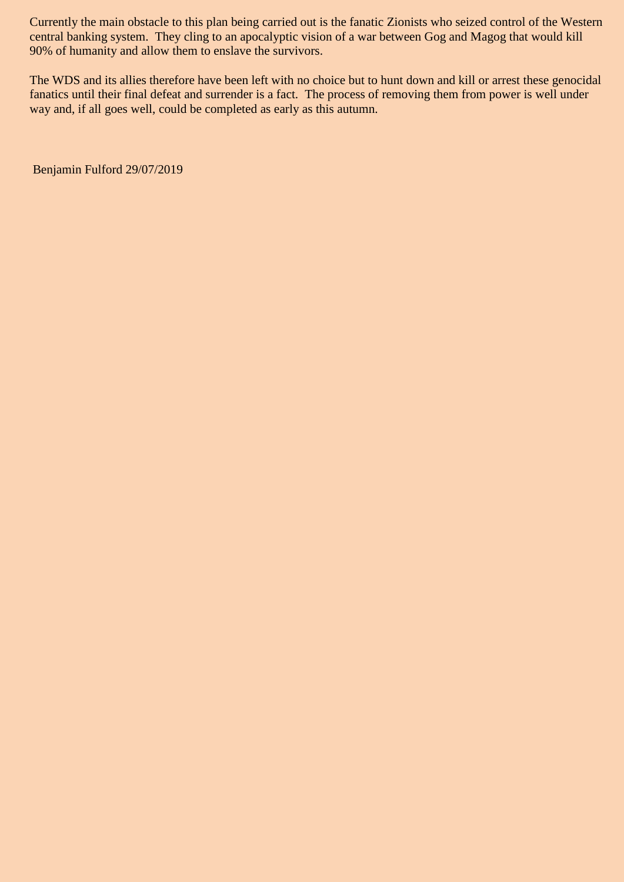Currently the main obstacle to this plan being carried out is the fanatic Zionists who seized control of the Western central banking system. They cling to an apocalyptic vision of a war between Gog and Magog that would kill 90% of humanity and allow them to enslave the survivors.

The WDS and its allies therefore have been left with no choice but to hunt down and kill or arrest these genocidal fanatics until their final defeat and surrender is a fact. The process of removing them from power is well under way and, if all goes well, could be completed as early as this autumn.

Benjamin Fulford 29/07/2019